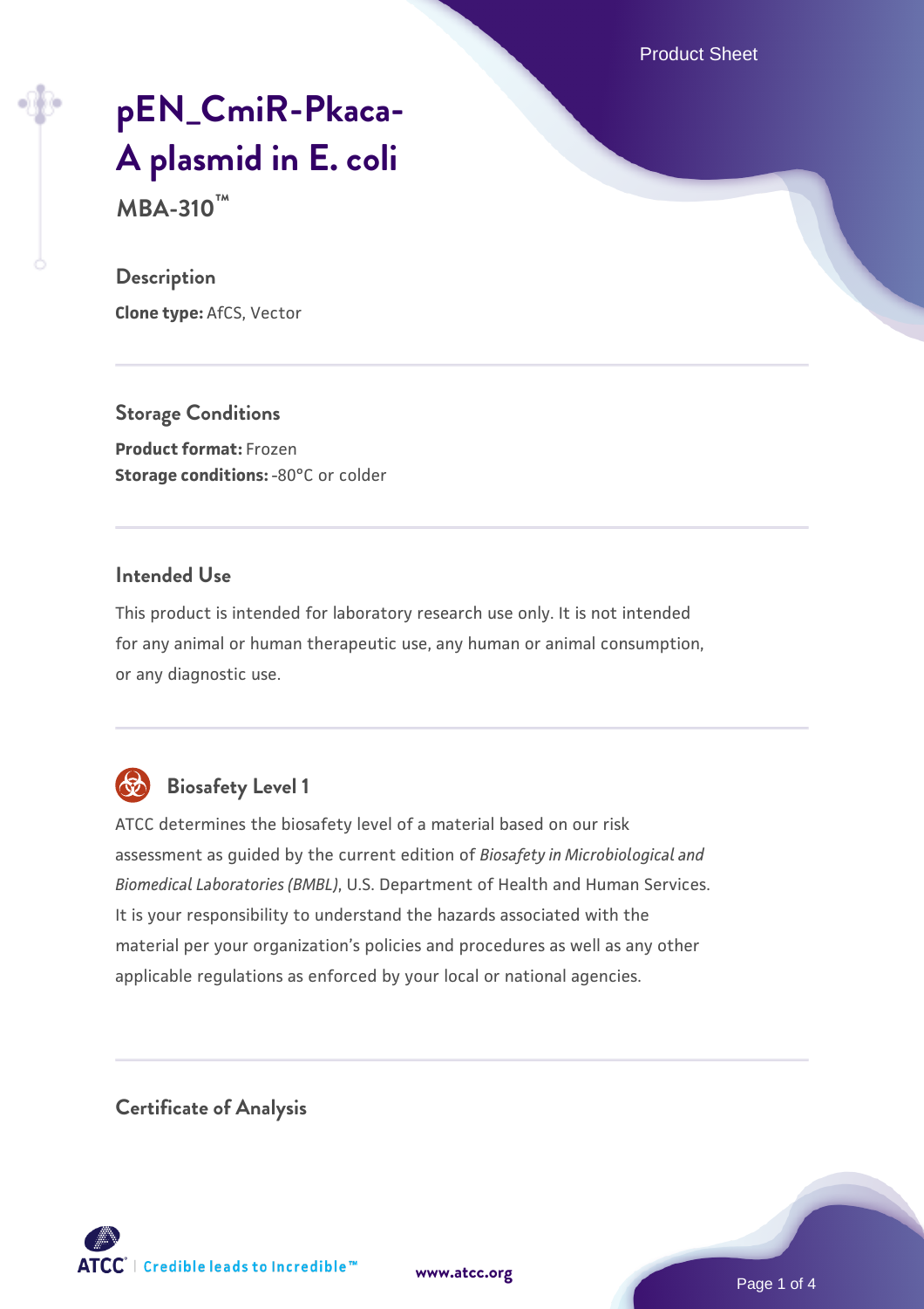# pEN_CmiR-Pkaca-A plasmid in E. coli

**MBA-310™**

## Description

**Clone type:** AfCS, Vector

## Storage Conditions

**Product format:** Frozen
**Storage conditions:** -80°C or colder

## Intended Use

This product is intended for laboratory research use only. It is not intended for any animal or human therapeutic use, any human or animal consumption, or any diagnostic use.

## Biosafety Level 1

ATCC determines the biosafety level of a material based on our risk assessment as guided by the current edition of *Biosafety in Microbiological and Biomedical Laboratories (BMBL)*, U.S. Department of Health and Human Services. It is your responsibility to understand the hazards associated with the material per your organization's policies and procedures as well as any other applicable regulations as enforced by your local or national agencies.

## Certificate of Analysis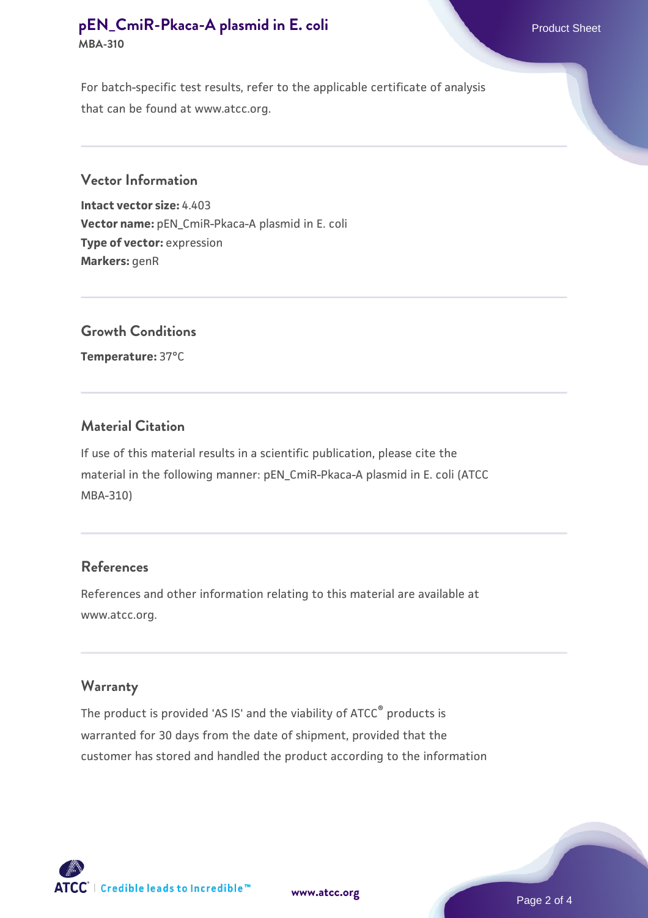For batch-specific test results, refer to the applicable certificate of analysis that can be found at www.atcc.org.

## Vector Information

**Intact vector size:** 4.403
**Vector name:** pEN_CmiR-Pkaca-A plasmid in E. coli
**Type of vector:** expression
**Markers:** genR

## Growth Conditions

**Temperature:** 37°C

## Material Citation

If use of this material results in a scientific publication, please cite the material in the following manner: pEN_CmiR-Pkaca-A plasmid in E. coli (ATCC MBA-310)

## References

References and other information relating to this material are available at www.atcc.org.

## Warranty

The product is provided 'AS IS' and the viability of ATCC® products is warranted for 30 days from the date of shipment, provided that the customer has stored and handled the product according to the information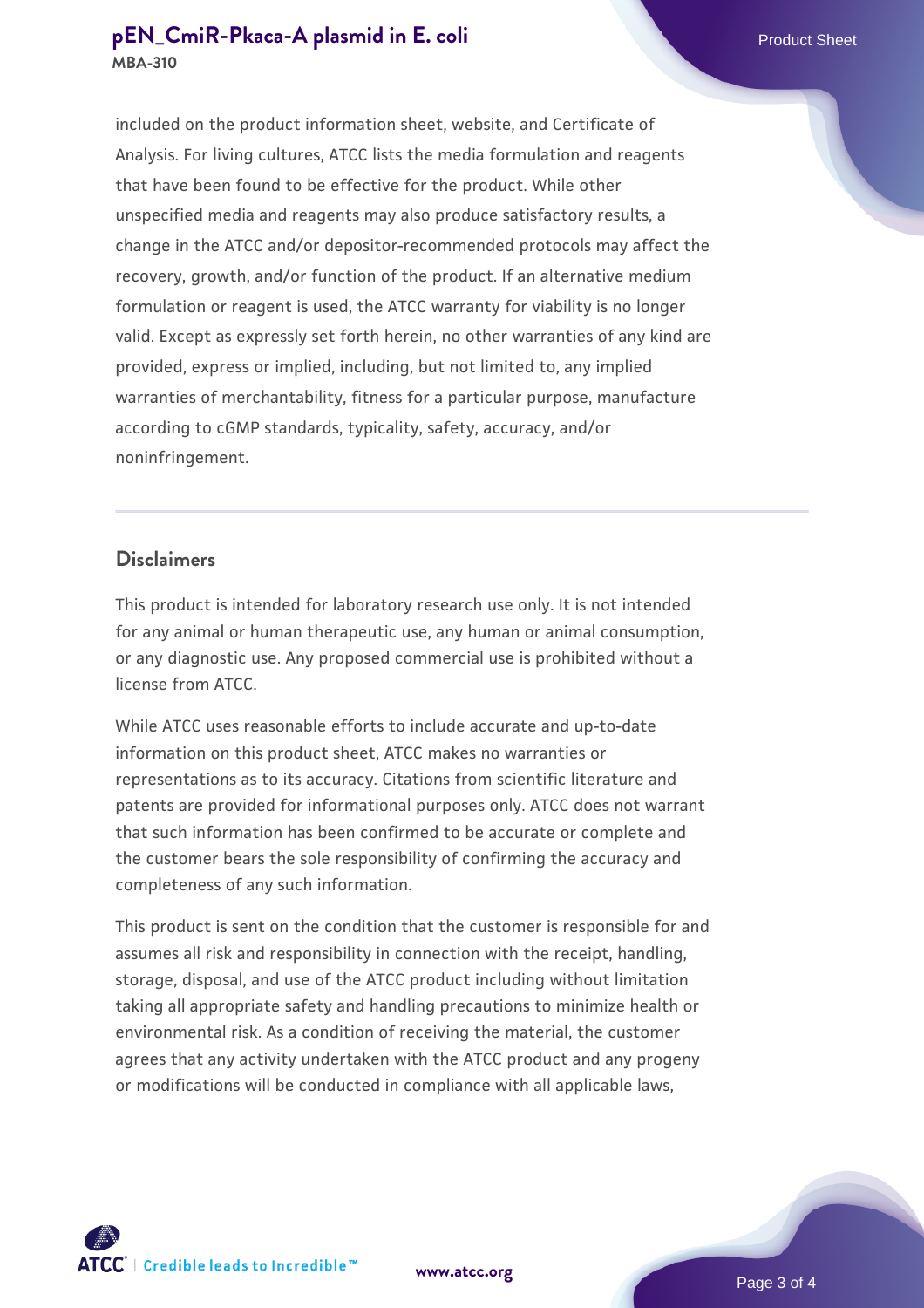included on the product information sheet, website, and Certificate of Analysis. For living cultures, ATCC lists the media formulation and reagents that have been found to be effective for the product. While other unspecified media and reagents may also produce satisfactory results, a change in the ATCC and/or depositor-recommended protocols may affect the recovery, growth, and/or function of the product. If an alternative medium formulation or reagent is used, the ATCC warranty for viability is no longer valid. Except as expressly set forth herein, no other warranties of any kind are provided, express or implied, including, but not limited to, any implied warranties of merchantability, fitness for a particular purpose, manufacture according to cGMP standards, typicality, safety, accuracy, and/or noninfringement.

## Disclaimers

This product is intended for laboratory research use only. It is not intended for any animal or human therapeutic use, any human or animal consumption, or any diagnostic use. Any proposed commercial use is prohibited without a license from ATCC.

While ATCC uses reasonable efforts to include accurate and up-to-date information on this product sheet, ATCC makes no warranties or representations as to its accuracy. Citations from scientific literature and patents are provided for informational purposes only. ATCC does not warrant that such information has been confirmed to be accurate or complete and the customer bears the sole responsibility of confirming the accuracy and completeness of any such information.

This product is sent on the condition that the customer is responsible for and assumes all risk and responsibility in connection with the receipt, handling, storage, disposal, and use of the ATCC product including without limitation taking all appropriate safety and handling precautions to minimize health or environmental risk. As a condition of receiving the material, the customer agrees that any activity undertaken with the ATCC product and any progeny or modifications will be conducted in compliance with all applicable laws,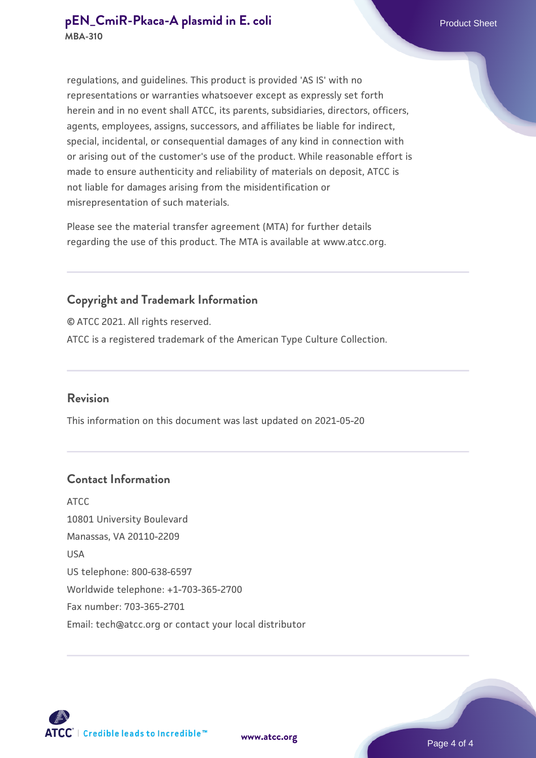regulations, and guidelines. This product is provided 'AS IS' with no representations or warranties whatsoever except as expressly set forth herein and in no event shall ATCC, its parents, subsidiaries, directors, officers, agents, employees, assigns, successors, and affiliates be liable for indirect, special, incidental, or consequential damages of any kind in connection with or arising out of the customer's use of the product. While reasonable effort is made to ensure authenticity and reliability of materials on deposit, ATCC is not liable for damages arising from the misidentification or misrepresentation of such materials.

Please see the material transfer agreement (MTA) for further details regarding the use of this product. The MTA is available at www.atcc.org.

## Copyright and Trademark Information

© ATCC 2021. All rights reserved.

ATCC is a registered trademark of the American Type Culture Collection.

## Revision

This information on this document was last updated on 2021-05-20

## Contact Information

ATCC
10801 University Boulevard
Manassas, VA 20110-2209
USA
US telephone: 800-638-6597
Worldwide telephone: +1-703-365-2700
Fax number: 703-365-2701
Email: tech@atcc.org or contact your local distributor